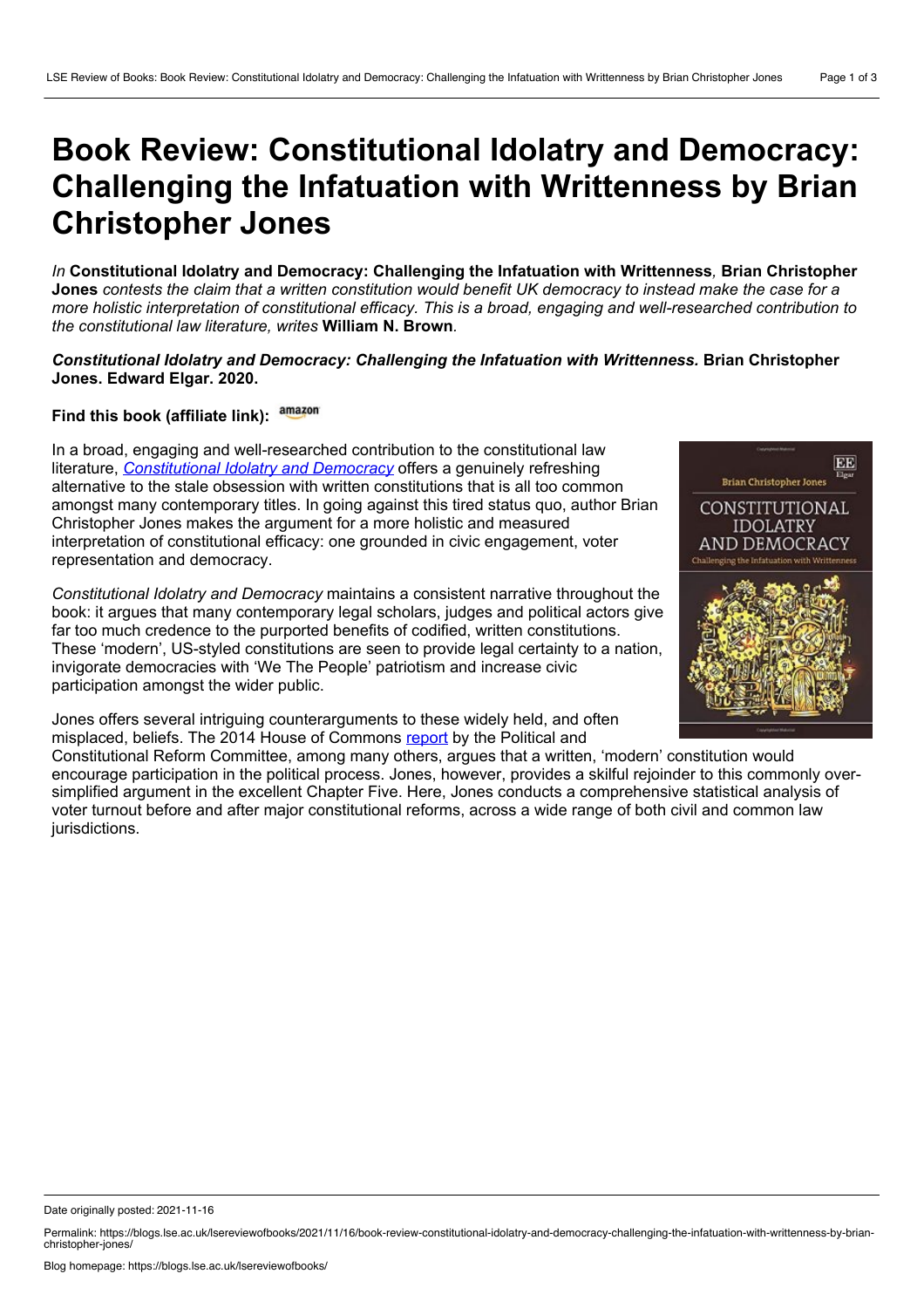# Book Review: Constitutional Idolatry and Democracy: Challenging the Infatuation with Writtenness by Brian Christopher Jones

*In* **Constitutional Idolatry and Democracy: Challenging the Infatuation with Writtenness***,* **Brian Christopher Jones** *contests the claim that a written constitution would benefit UK democracy to instead make the case for a more holistic interpretation of constitutional efficacy. This is a broad, engaging and well-researched contribution to the constitutional law literature, writes* **William N. Brown**.

***Constitutional Idolatry and Democracy: Challenging the Infatuation with Writtenness.*** **Brian Christopher Jones. Edward Elgar. 2020.**

**Find this book (affiliate link):** amazon

In a broad, engaging and well-researched contribution to the constitutional law literature, *Constitutional Idolatry and Democracy* offers a genuinely refreshing alternative to the stale obsession with written constitutions that is all too common amongst many contemporary titles. In going against this tired status quo, author Brian Christopher Jones makes the argument for a more holistic and measured interpretation of constitutional efficacy: one grounded in civic engagement, voter representation and democracy.

*Constitutional Idolatry and Democracy* maintains a consistent narrative throughout the book: it argues that many contemporary legal scholars, judges and political actors give far too much credence to the purported benefits of codified, written constitutions. These 'modern', US-styled constitutions are seen to provide legal certainty to a nation, invigorate democracies with 'We The People' patriotism and increase civic participation amongst the wider public.

Jones offers several intriguing counterarguments to these widely held, and often misplaced, beliefs. The 2014 House of Commons report by the Political and Constitutional Reform Committee, among many others, argues that a written, 'modern' constitution would encourage participation in the political process. Jones, however, provides a skilful rejoinder to this commonly over-simplified argument in the excellent Chapter Five. Here, Jones conducts a comprehensive statistical analysis of voter turnout before and after major constitutional reforms, across a wide range of both civil and common law jurisdictions.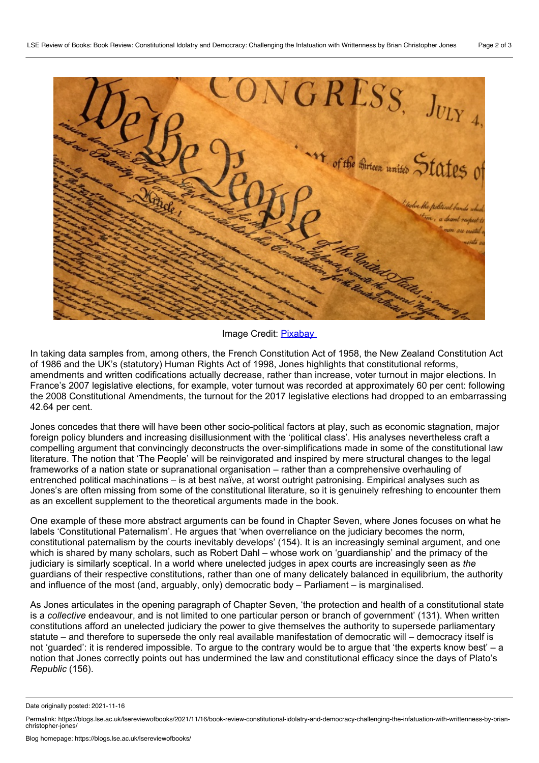Image Credit: Pixabay

In taking data samples from, among others, the French Constitution Act of 1958, the New Zealand Constitution Act of 1986 and the UK's (statutory) Human Rights Act of 1998, Jones highlights that constitutional reforms, amendments and written codifications actually decrease, rather than increase, voter turnout in major elections. In France's 2007 legislative elections, for example, voter turnout was recorded at approximately 60 per cent: following the 2008 Constitutional Amendments, the turnout for the 2017 legislative elections had dropped to an embarrassing 42.64 per cent.

Jones concedes that there will have been other socio-political factors at play, such as economic stagnation, major foreign policy blunders and increasing disillusionment with the 'political class'. His analyses nevertheless craft a compelling argument that convincingly deconstructs the over-simplifications made in some of the constitutional law literature. The notion that 'The People' will be reinvigorated and inspired by mere structural changes to the legal frameworks of a nation state or supranational organisation – rather than a comprehensive overhauling of entrenched political machinations – is at best naïve, at worst outright patronising. Empirical analyses such as Jones's are often missing from some of the constitutional literature, so it is genuinely refreshing to encounter them as an excellent supplement to the theoretical arguments made in the book.

One example of these more abstract arguments can be found in Chapter Seven, where Jones focuses on what he labels 'Constitutional Paternalism'. He argues that 'when overreliance on the judiciary becomes the norm, constitutional paternalism by the courts inevitably develops' (154). It is an increasingly seminal argument, and one which is shared by many scholars, such as Robert Dahl – whose work on 'guardianship' and the primacy of the judiciary is similarly sceptical. In a world where unelected judges in apex courts are increasingly seen as *the* guardians of their respective constitutions, rather than one of many delicately balanced in equilibrium, the authority and influence of the most (and, arguably, only) democratic body – Parliament – is marginalised.

As Jones articulates in the opening paragraph of Chapter Seven, 'the protection and health of a constitutional state is a *collective* endeavour, and is not limited to one particular person or branch of government' (131). When written constitutions afford an unelected judiciary the power to give themselves the authority to supersede parliamentary statute – and therefore to supersede the only real available manifestation of democratic will – democracy itself is not 'guarded': it is rendered impossible. To argue to the contrary would be to argue that 'the experts know best' – a notion that Jones correctly points out has undermined the law and constitutional efficacy since the days of Plato's *Republic* (156).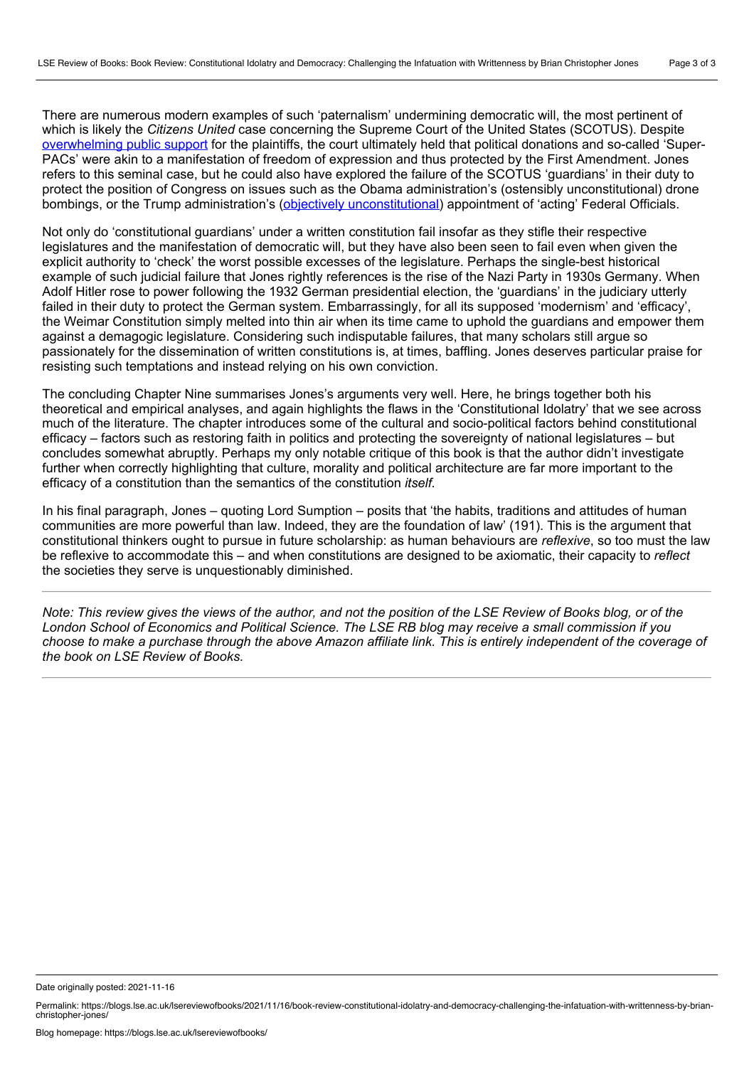There are numerous modern examples of such 'paternalism' undermining democratic will, the most pertinent of which is likely the *Citizens United* case concerning the Supreme Court of the United States (SCOTUS). Despite overwhelming public support for the plaintiffs, the court ultimately held that political donations and so-called 'Super-PACs' were akin to a manifestation of freedom of expression and thus protected by the First Amendment. Jones refers to this seminal case, but he could also have explored the failure of the SCOTUS 'guardians' in their duty to protect the position of Congress on issues such as the Obama administration's (ostensibly unconstitutional) drone bombings, or the Trump administration's (objectively unconstitutional) appointment of 'acting' Federal Officials.

Not only do 'constitutional guardians' under a written constitution fail insofar as they stifle their respective legislatures and the manifestation of democratic will, but they have also been seen to fail even when given the explicit authority to 'check' the worst possible excesses of the legislature. Perhaps the single-best historical example of such judicial failure that Jones rightly references is the rise of the Nazi Party in 1930s Germany. When Adolf Hitler rose to power following the 1932 German presidential election, the 'guardians' in the judiciary utterly failed in their duty to protect the German system. Embarrassingly, for all its supposed 'modernism' and 'efficacy', the Weimar Constitution simply melted into thin air when its time came to uphold the guardians and empower them against a demagogic legislature. Considering such indisputable failures, that many scholars still argue so passionately for the dissemination of written constitutions is, at times, baffling. Jones deserves particular praise for resisting such temptations and instead relying on his own conviction.

The concluding Chapter Nine summarises Jones's arguments very well. Here, he brings together both his theoretical and empirical analyses, and again highlights the flaws in the 'Constitutional Idolatry' that we see across much of the literature. The chapter introduces some of the cultural and socio-political factors behind constitutional efficacy – factors such as restoring faith in politics and protecting the sovereignty of national legislatures – but concludes somewhat abruptly. Perhaps my only notable critique of this book is that the author didn't investigate further when correctly highlighting that culture, morality and political architecture are far more important to the efficacy of a constitution than the semantics of the constitution *itself*.

In his final paragraph, Jones – quoting Lord Sumption – posits that 'the habits, traditions and attitudes of human communities are more powerful than law. Indeed, they are the foundation of law' (191). This is the argument that constitutional thinkers ought to pursue in future scholarship: as human behaviours are *reflexive*, so too must the law be reflexive to accommodate this – and when constitutions are designed to be axiomatic, their capacity to *reflect* the societies they serve is unquestionably diminished.

---

*Note: This review gives the views of the author, and not the position of the LSE Review of Books blog, or of the London School of Economics and Political Science. The LSE RB blog may receive a small commission if you choose to make a purchase through the above Amazon affiliate link. This is entirely independent of the coverage of the book on LSE Review of Books.*

---

Date originally posted: 2021-11-16

Permalink: https://blogs.lse.ac.uk/lsereviewofbooks/2021/11/16/book-review-constitutional-idolatry-and-democracy-challenging-the-infatuation-with-writtenness-by-brian-christopher-jones/

Blog homepage: https://blogs.lse.ac.uk/lsereviewofbooks/